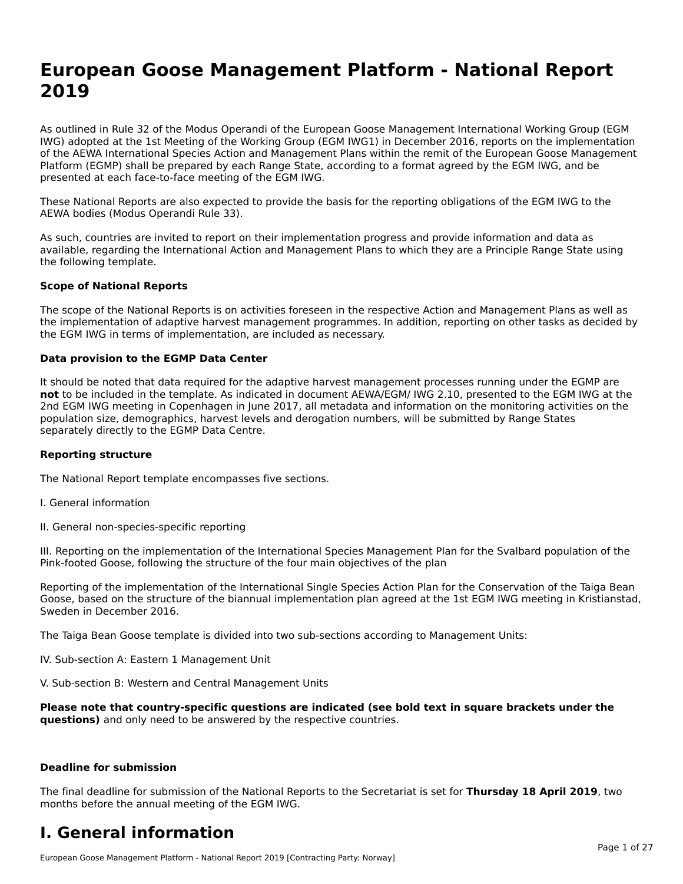# European Goose Management Platform - National Report 2019

As outlined in Rule 32 of the Modus Operandi of the European Goose Management International Working Group (EGM IWG) adopted at the 1st Meeting of the Working Group (EGM IWG1) in December 2016, reports on the implementation of the AEWA International Species Action and Management Plans within the remit of the European Goose Management Platform (EGMP) shall be prepared by each Range State, according to a format agreed by the EGM IWG, and be presented at each face-to-face meeting of the EGM IWG.

These National Reports are also expected to provide the basis for the reporting obligations of the EGM IWG to the AEWA bodies (Modus Operandi Rule 33).

As such, countries are invited to report on their implementation progress and provide information and data as available, regarding the International Action and Management Plans to which they are a Principle Range State using the following template.

**Scope of National Reports**

The scope of the National Reports is on activities foreseen in the respective Action and Management Plans as well as the implementation of adaptive harvest management programmes. In addition, reporting on other tasks as decided by the EGM IWG in terms of implementation, are included as necessary.

**Data provision to the EGMP Data Center**

It should be noted that data required for the adaptive harvest management processes running under the EGMP are **not** to be included in the template. As indicated in document AEWA/EGM/ IWG 2.10, presented to the EGM IWG at the 2nd EGM IWG meeting in Copenhagen in June 2017, all metadata and information on the monitoring activities on the population size, demographics, harvest levels and derogation numbers, will be submitted by Range States separately directly to the EGMP Data Centre.

**Reporting structure**

The National Report template encompasses five sections.

I. General information

II. General non-species-specific reporting

III. Reporting on the implementation of the International Species Management Plan for the Svalbard population of the Pink-footed Goose, following the structure of the four main objectives of the plan

Reporting of the implementation of the International Single Species Action Plan for the Conservation of the Taiga Bean Goose, based on the structure of the biannual implementation plan agreed at the 1st EGM IWG meeting in Kristianstad, Sweden in December 2016.

The Taiga Bean Goose template is divided into two sub-sections according to Management Units:

IV. Sub-section A: Eastern 1 Management Unit

V. Sub-section B: Western and Central Management Units

**Please note that country-specific questions are indicated (see bold text in square brackets under the questions)** and only need to be answered by the respective countries.

**Deadline for submission**

The final deadline for submission of the National Reports to the Secretariat is set for **Thursday 18 April 2019**, two months before the annual meeting of the EGM IWG.

# I. General information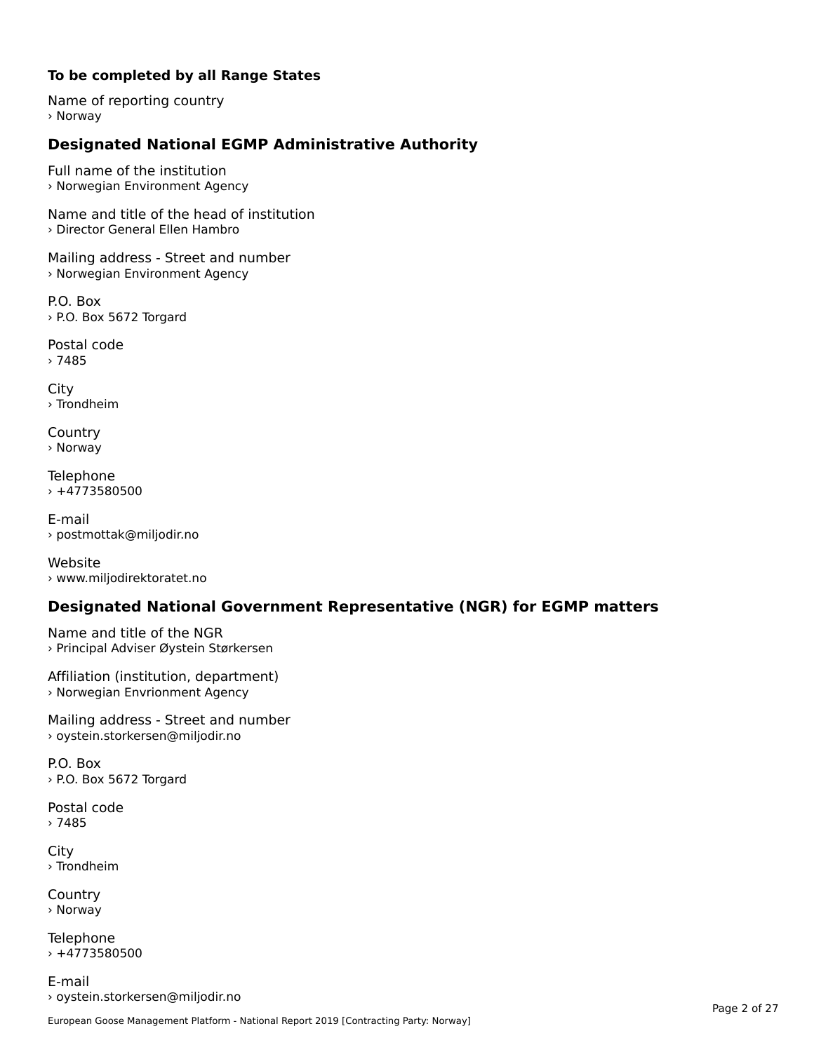**To be completed by all Range States**

Name of reporting country
› Norway

## Designated National EGMP Administrative Authority

Full name of the institution
› Norwegian Environment Agency

Name and title of the head of institution
› Director General Ellen Hambro

Mailing address - Street and number
› Norwegian Environment Agency

P.O. Box
› P.O. Box 5672 Torgard

Postal code
› 7485

City
› Trondheim

Country
› Norway

Telephone
› +4773580500

E-mail
› postmottak@miljodir.no

Website
› www.miljodirektoratet.no

## Designated National Government Representative (NGR) for EGMP matters

Name and title of the NGR
› Principal Adviser Øystein Størkersen

Affiliation (institution, department)
› Norwegian Envrionment Agency

Mailing address - Street and number
› oystein.storkersen@miljodir.no

P.O. Box
› P.O. Box 5672 Torgard

Postal code
› 7485

City
› Trondheim

Country
› Norway

Telephone
› +4773580500

E-mail
› oystein.storkersen@miljodir.no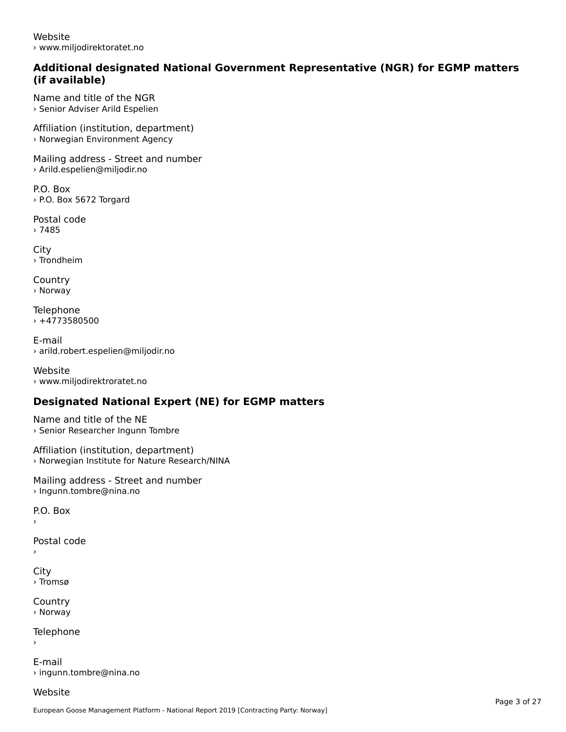Website
› www.miljodirektoratet.no

## Additional designated National Government Representative (NGR) for EGMP matters (if available)

Name and title of the NGR
› Senior Adviser Arild Espelien

Affiliation (institution, department)
› Norwegian Environment Agency

Mailing address - Street and number
› Arild.espelien@miljodir.no

P.O. Box
› P.O. Box 5672 Torgard

Postal code
› 7485

City
› Trondheim

Country
› Norway

Telephone
› +4773580500

E-mail
› arild.robert.espelien@miljodir.no

Website
› www.miljodirektroratet.no

## Designated National Expert (NE) for EGMP matters

Name and title of the NE
› Senior Researcher Ingunn Tombre

Affiliation (institution, department)
› Norwegian Institute for Nature Research/NINA

Mailing address - Street and number
› Ingunn.tombre@nina.no

P.O. Box
›

Postal code
›

City
› Tromsø

Country
› Norway

Telephone
›

E-mail
› ingunn.tombre@nina.no

Website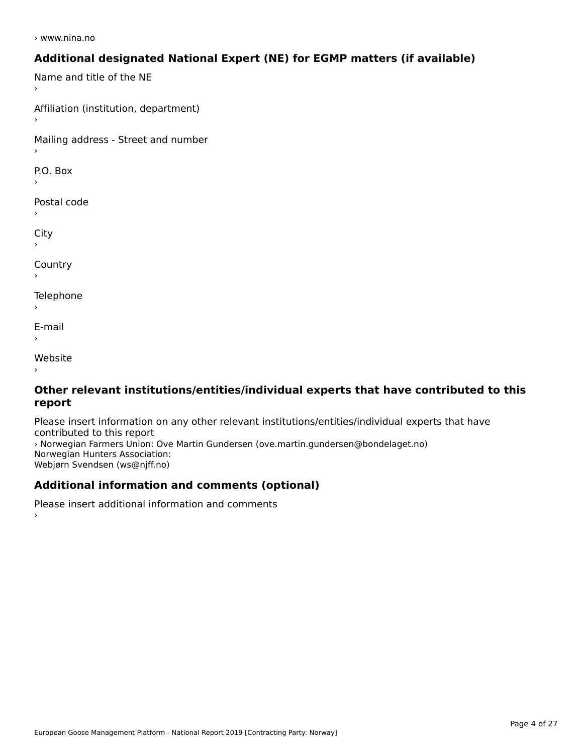› www.nina.no

### Additional designated National Expert (NE) for EGMP matters (if available)

Name and title of the NE
›

Affiliation (institution, department)
›

Mailing address - Street and number
›

P.O. Box
›

Postal code
›

City
›

Country
›

Telephone
›

E-mail
›

Website
›

### Other relevant institutions/entities/individual experts that have contributed to this report

Please insert information on any other relevant institutions/entities/individual experts that have contributed to this report
› Norwegian Farmers Union: Ove Martin Gundersen (ove.martin.gundersen@bondelaget.no)
Norwegian Hunters Association:
Webjørn Svendsen (ws@njff.no)

### Additional information and comments (optional)

Please insert additional information and comments
›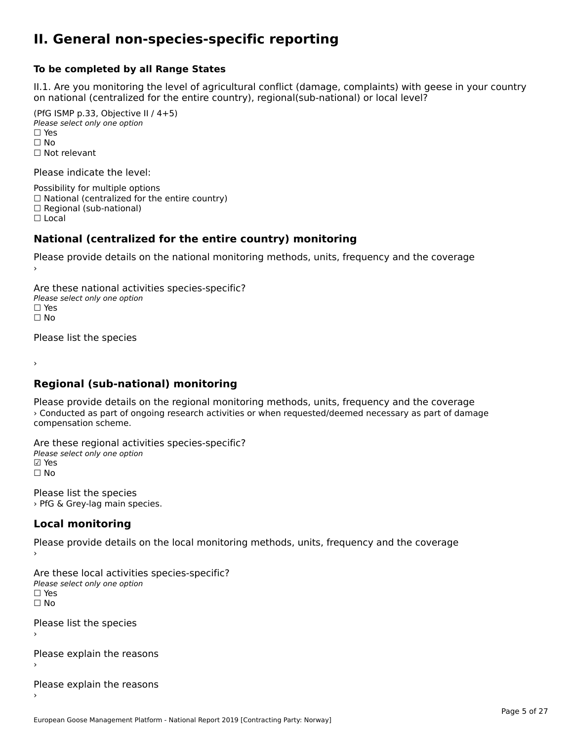# II. General non-species-specific reporting

**To be completed by all Range States**

II.1. Are you monitoring the level of agricultural conflict (damage, complaints) with geese in your country on national (centralized for the entire country), regional(sub-national) or local level?

(PfG ISMP p.33, Objective II / 4+5)
*Please select only one option*
☐ Yes
☐ No
☐ Not relevant

Please indicate the level:

Possibility for multiple options
☐ National (centralized for the entire country)
☐ Regional (sub-national)
☐ Local

## National (centralized for the entire country) monitoring

Please provide details on the national monitoring methods, units, frequency and the coverage
›

Are these national activities species-specific?
*Please select only one option*
☐ Yes
☐ No

Please list the species

›

## Regional (sub-national) monitoring

Please provide details on the regional monitoring methods, units, frequency and the coverage
› Conducted as part of ongoing research activities or when requested/deemed necessary as part of damage compensation scheme.

Are these regional activities species-specific?
*Please select only one option*
☑ Yes
☐ No

Please list the species
› PfG & Grey-lag main species.

## Local monitoring

Please provide details on the local monitoring methods, units, frequency and the coverage
›

Are these local activities species-specific?
*Please select only one option*
☐ Yes
☐ No

Please list the species
›

Please explain the reasons
›

Please explain the reasons
›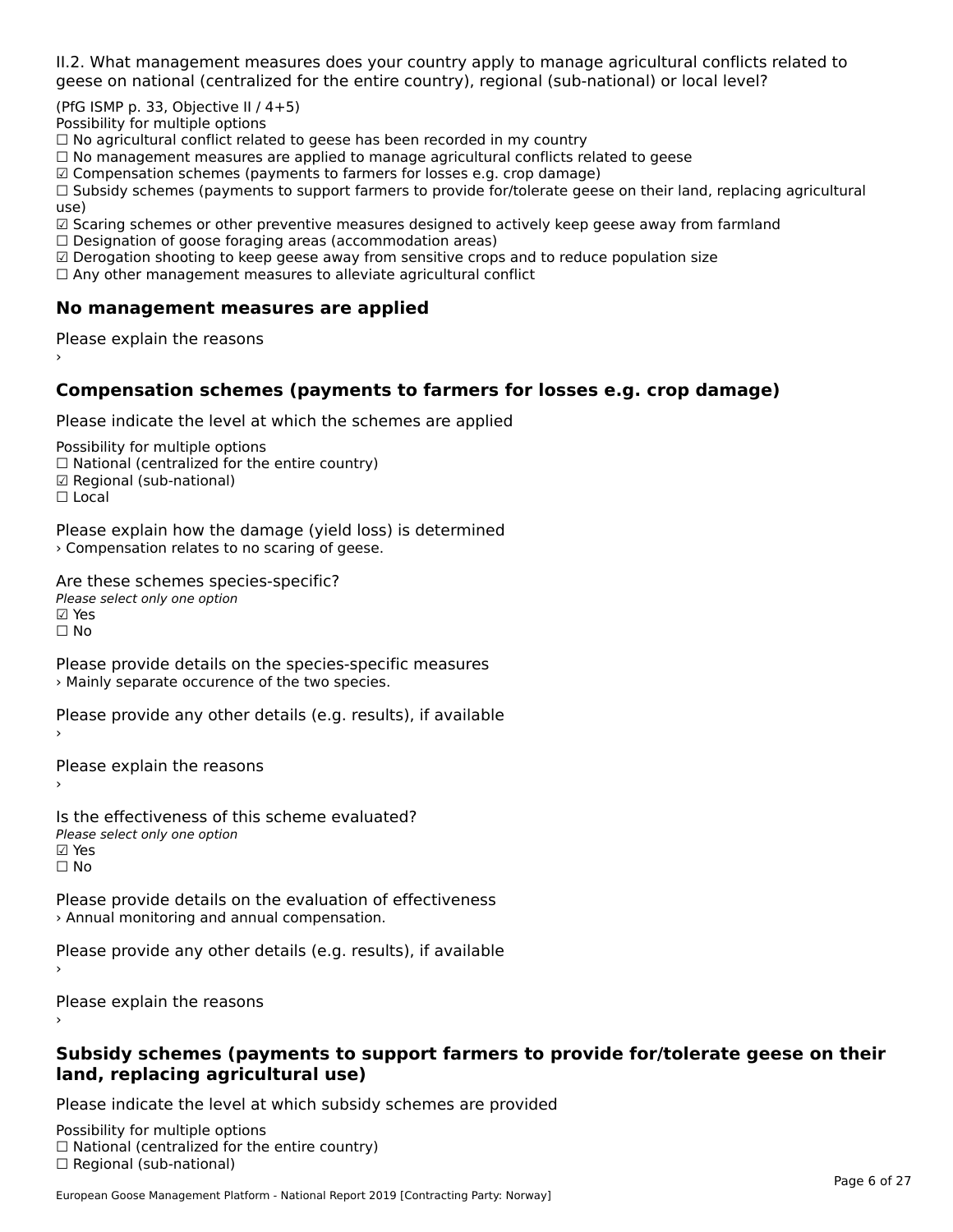II.2. What management measures does your country apply to manage agricultural conflicts related to geese on national (centralized for the entire country), regional (sub-national) or local level?

(PfG ISMP p. 33, Objective II / 4+5)
Possibility for multiple options
☐ No agricultural conflict related to geese has been recorded in my country
☐ No management measures are applied to manage agricultural conflicts related to geese
☑ Compensation schemes (payments to farmers for losses e.g. crop damage)
☐ Subsidy schemes (payments to support farmers to provide for/tolerate geese on their land, replacing agricultural use)
☑ Scaring schemes or other preventive measures designed to actively keep geese away from farmland
☐ Designation of goose foraging areas (accommodation areas)
☑ Derogation shooting to keep geese away from sensitive crops and to reduce population size
☐ Any other management measures to alleviate agricultural conflict

## No management measures are applied

Please explain the reasons
›

## Compensation schemes (payments to farmers for losses e.g. crop damage)

Please indicate the level at which the schemes are applied

Possibility for multiple options
☐ National (centralized for the entire country)
☑ Regional (sub-national)
☐ Local

Please explain how the damage (yield loss) is determined
› Compensation relates to no scaring of geese.

Are these schemes species-specific?
*Please select only one option*
☑ Yes
☐ No

Please provide details on the species-specific measures
› Mainly separate occurence of the two species.

Please provide any other details (e.g. results), if available
›

Please explain the reasons
›

Is the effectiveness of this scheme evaluated?
*Please select only one option*
☑ Yes
☐ No

Please provide details on the evaluation of effectiveness
› Annual monitoring and annual compensation.

Please provide any other details (e.g. results), if available
›

Please explain the reasons
›

## Subsidy schemes (payments to support farmers to provide for/tolerate geese on their land, replacing agricultural use)

Please indicate the level at which subsidy schemes are provided

Possibility for multiple options
☐ National (centralized for the entire country)
☐ Regional (sub-national)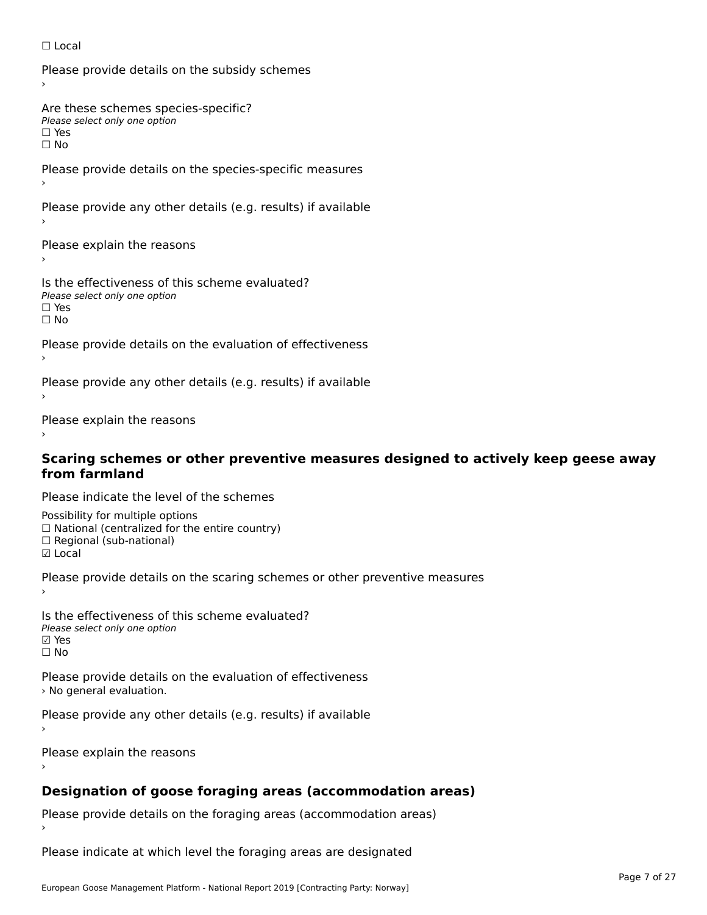☐ Local

Please provide details on the subsidy schemes

›

Are these schemes species-specific?

*Please select only one option*

☐ Yes

☐ No

Please provide details on the species-specific measures

›

Please provide any other details (e.g. results) if available

›

Please explain the reasons

›

Is the effectiveness of this scheme evaluated?

*Please select only one option*

☐ Yes

☐ No

Please provide details on the evaluation of effectiveness

›

Please provide any other details (e.g. results) if available

›

Please explain the reasons

›

### Scaring schemes or other preventive measures designed to actively keep geese away from farmland

Please indicate the level of the schemes

Possibility for multiple options

☐ National (centralized for the entire country)

☐ Regional (sub-national)

☑ Local

Please provide details on the scaring schemes or other preventive measures

›

Is the effectiveness of this scheme evaluated?

*Please select only one option*

☑ Yes

☐ No

Please provide details on the evaluation of effectiveness

› No general evaluation.

Please provide any other details (e.g. results) if available

›

Please explain the reasons

›

### Designation of goose foraging areas (accommodation areas)

Please provide details on the foraging areas (accommodation areas)

›

Please indicate at which level the foraging areas are designated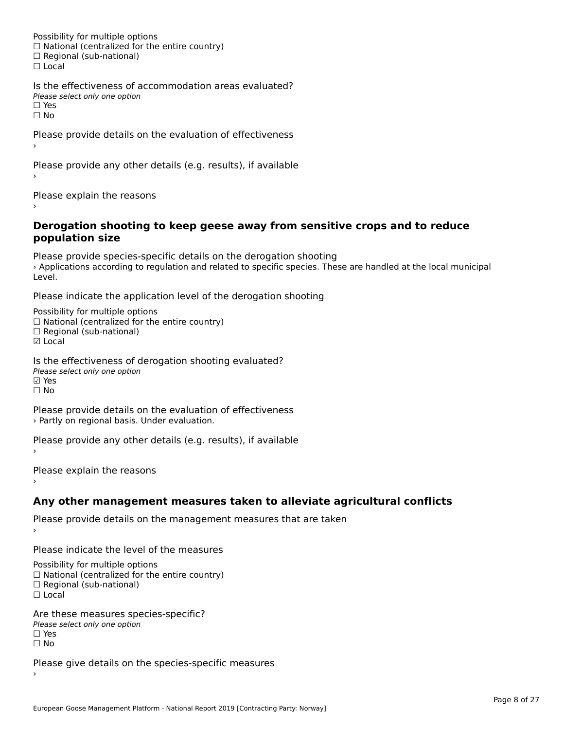Possibility for multiple options
☐ National (centralized for the entire country)
☐ Regional (sub-national)
☐ Local

Is the effectiveness of accommodation areas evaluated?
*Please select only one option*
☐ Yes
☐ No

Please provide details on the evaluation of effectiveness
›

Please provide any other details (e.g. results), if available
›

Please explain the reasons
›

### Derogation shooting to keep geese away from sensitive crops and to reduce population size

Please provide species-specific details on the derogation shooting
› Applications according to regulation and related to specific species. These are handled at the local municipal Level.

Please indicate the application level of the derogation shooting

Possibility for multiple options
☐ National (centralized for the entire country)
☐ Regional (sub-national)
☑ Local

Is the effectiveness of derogation shooting evaluated?
*Please select only one option*
☑ Yes
☐ No

Please provide details on the evaluation of effectiveness
› Partly on regional basis. Under evaluation.

Please provide any other details (e.g. results), if available
›

Please explain the reasons
›

### Any other management measures taken to alleviate agricultural conflicts

Please provide details on the management measures that are taken
›

Please indicate the level of the measures

Possibility for multiple options
☐ National (centralized for the entire country)
☐ Regional (sub-national)
☐ Local

Are these measures species-specific?
*Please select only one option*
☐ Yes
☐ No

Please give details on the species-specific measures
›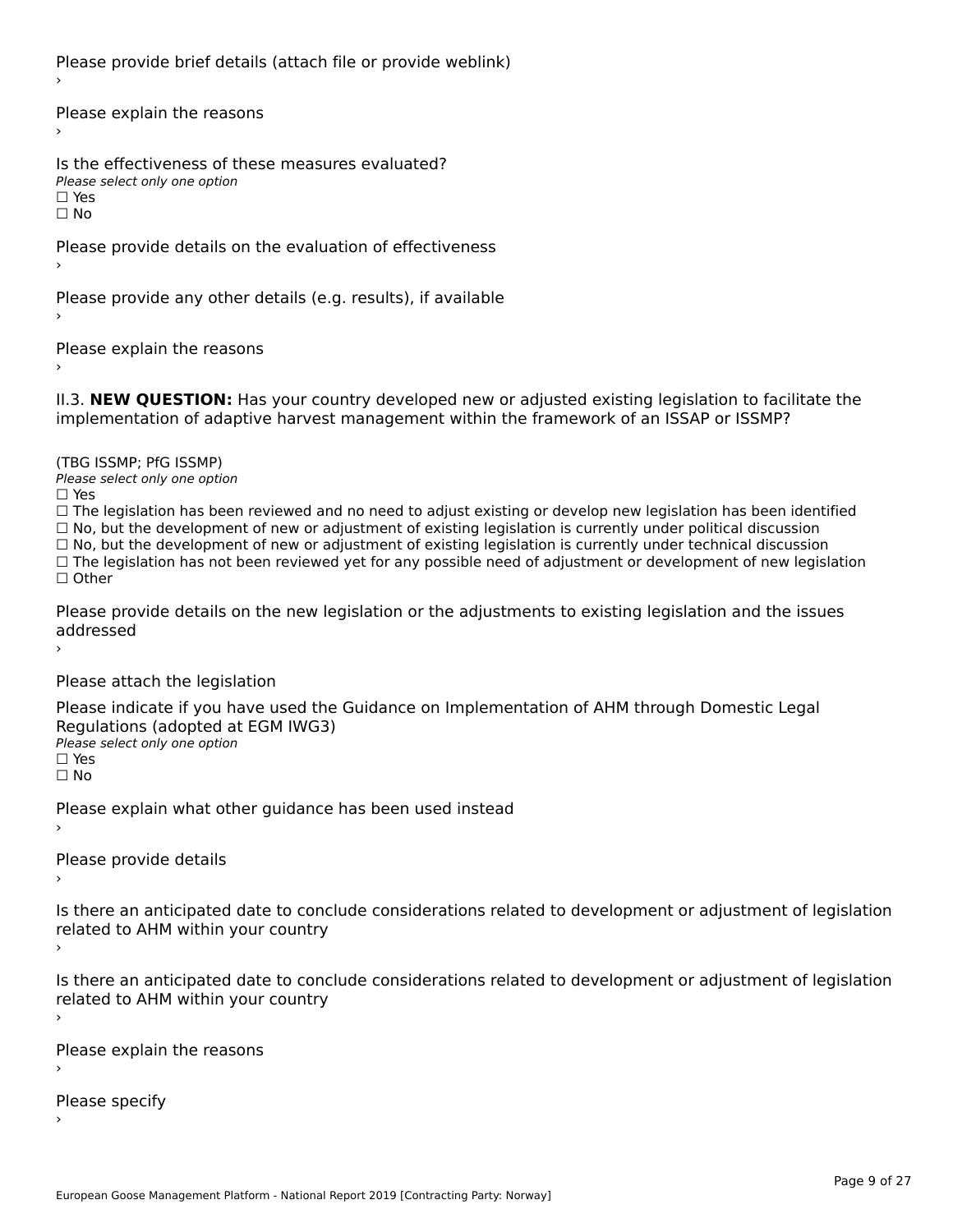Please provide brief details (attach file or provide weblink)
›

Please explain the reasons
›

Is the effectiveness of these measures evaluated?
*Please select only one option*
☐ Yes
☐ No

Please provide details on the evaluation of effectiveness
›

Please provide any other details (e.g. results), if available
›

Please explain the reasons
›

II.3. **NEW QUESTION:** Has your country developed new or adjusted existing legislation to facilitate the implementation of adaptive harvest management within the framework of an ISSAP or ISSMP?

(TBG ISSMP; PfG ISSMP)
*Please select only one option*
☐ Yes
☐ The legislation has been reviewed and no need to adjust existing or develop new legislation has been identified
☐ No, but the development of new or adjustment of existing legislation is currently under political discussion
☐ No, but the development of new or adjustment of existing legislation is currently under technical discussion
☐ The legislation has not been reviewed yet for any possible need of adjustment or development of new legislation
☐ Other

Please provide details on the new legislation or the adjustments to existing legislation and the issues addressed
›

Please attach the legislation

Please indicate if you have used the Guidance on Implementation of AHM through Domestic Legal Regulations (adopted at EGM IWG3)
*Please select only one option*
☐ Yes
☐ No

Please explain what other guidance has been used instead
›

Please provide details
›

Is there an anticipated date to conclude considerations related to development or adjustment of legislation related to AHM within your country
›

Is there an anticipated date to conclude considerations related to development or adjustment of legislation related to AHM within your country
›

Please explain the reasons
›

Please specify
›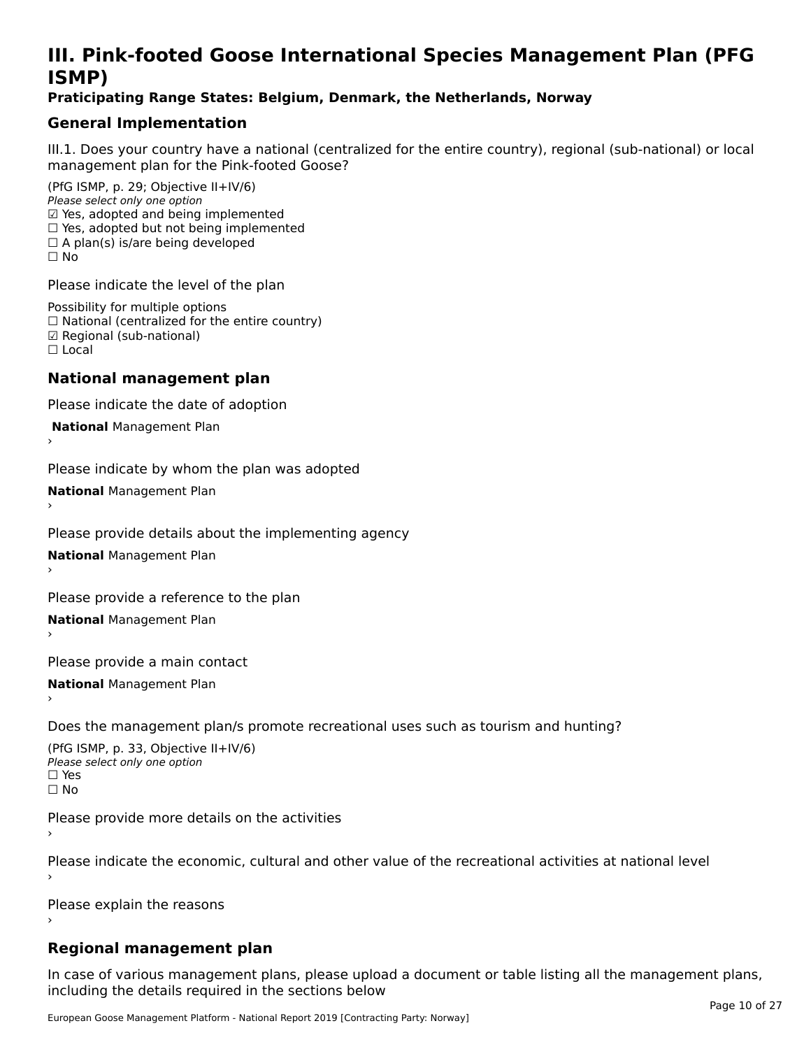# III. Pink-footed Goose International Species Management Plan (PFG ISMP)

**Praticipating Range States: Belgium, Denmark, the Netherlands, Norway**

## General Implementation

III.1. Does your country have a national (centralized for the entire country), regional (sub-national) or local management plan for the Pink-footed Goose?

(PfG ISMP, p. 29; Objective II+IV/6)
*Please select only one option*
☑ Yes, adopted and being implemented
☐ Yes, adopted but not being implemented
☐ A plan(s) is/are being developed
☐ No

Please indicate the level of the plan

Possibility for multiple options
☐ National (centralized for the entire country)
☑ Regional (sub-national)
☐ Local

## National management plan

Please indicate the date of adoption

**National** Management Plan
›

Please indicate by whom the plan was adopted

**National** Management Plan
›

Please provide details about the implementing agency

**National** Management Plan
›

Please provide a reference to the plan

**National** Management Plan
›

Please provide a main contact

**National** Management Plan
›

Does the management plan/s promote recreational uses such as tourism and hunting?

(PfG ISMP, p. 33, Objective II+IV/6)
*Please select only one option*
☐ Yes
☐ No

Please provide more details on the activities
›

Please indicate the economic, cultural and other value of the recreational activities at national level
›

Please explain the reasons
›

## Regional management plan

In case of various management plans, please upload a document or table listing all the management plans, including the details required in the sections below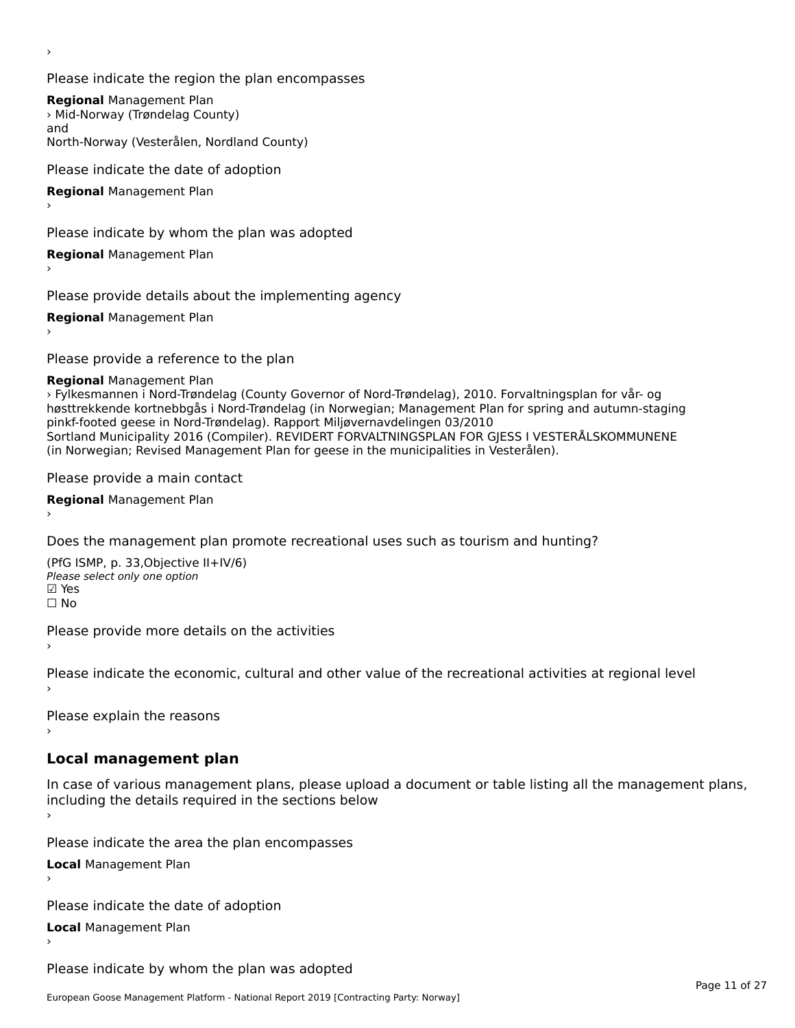›

Please indicate the region the plan encompasses

**Regional** Management Plan

› Mid-Norway (Trøndelag County)
and
North-Norway (Vesterålen, Nordland County)

Please indicate the date of adoption

**Regional** Management Plan

›

Please indicate by whom the plan was adopted

**Regional** Management Plan

›

Please provide details about the implementing agency

**Regional** Management Plan

›

Please provide a reference to the plan

**Regional** Management Plan

› Fylkesmannen i Nord-Trøndelag (County Governor of Nord-Trøndelag), 2010. Forvaltningsplan for vår- og høsttrekkende kortnebbgås i Nord-Trøndelag (in Norwegian; Management Plan for spring and autumn-staging pinkf-footed geese in Nord-Trøndelag). Rapport Miljøvernavdelingen 03/2010
Sortland Municipality 2016 (Compiler). REVIDERT FORVALTNINGSPLAN FOR GJESS I VESTERÅLSKOMMUNENE (in Norwegian; Revised Management Plan for geese in the municipalities in Vesterålen).

Please provide a main contact

**Regional** Management Plan

›

Does the management plan promote recreational uses such as tourism and hunting?

(PfG ISMP, p. 33,Objective II+IV/6)
*Please select only one option*
☑ Yes
☐ No

Please provide more details on the activities

›

Please indicate the economic, cultural and other value of the recreational activities at regional level

›

Please explain the reasons

›

## Local management plan

In case of various management plans, please upload a document or table listing all the management plans, including the details required in the sections below

›

Please indicate the area the plan encompasses

**Local** Management Plan

›

Please indicate the date of adoption

**Local** Management Plan

›

Please indicate by whom the plan was adopted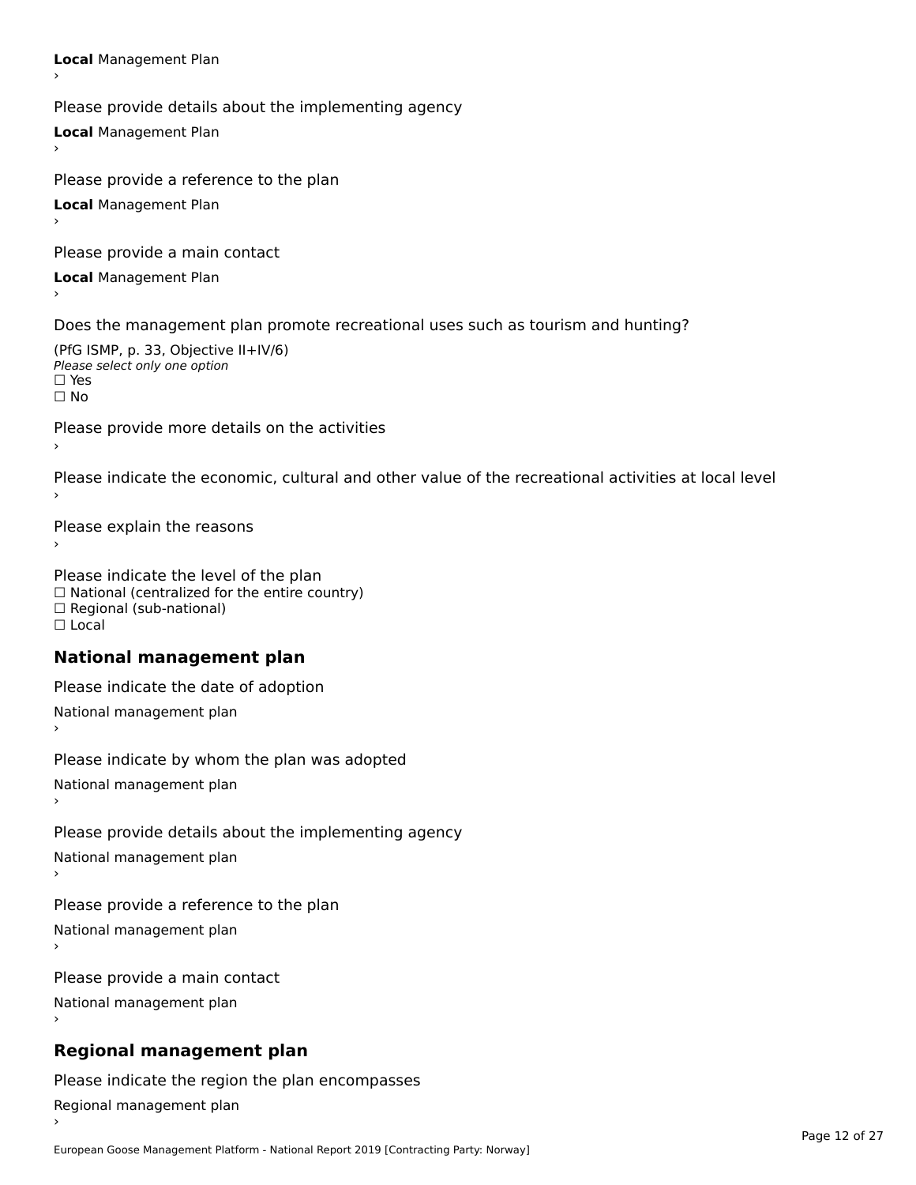**Local** Management Plan

›

Please provide details about the implementing agency

**Local** Management Plan

›

Please provide a reference to the plan

**Local** Management Plan

›

Please provide a main contact

**Local** Management Plan

›

Does the management plan promote recreational uses such as tourism and hunting?

(PfG ISMP, p. 33, Objective II+IV/6)

*Please select only one option*

☐ Yes

☐ No

Please provide more details on the activities

›

Please indicate the economic, cultural and other value of the recreational activities at local level

›

Please explain the reasons

›

Please indicate the level of the plan

☐ National (centralized for the entire country)

☐ Regional (sub-national)

☐ Local

## National management plan

Please indicate the date of adoption

National management plan

›

Please indicate by whom the plan was adopted

National management plan

›

Please provide details about the implementing agency

National management plan

›

Please provide a reference to the plan

National management plan

›

Please provide a main contact

National management plan

›

## Regional management plan

Please indicate the region the plan encompasses

Regional management plan

›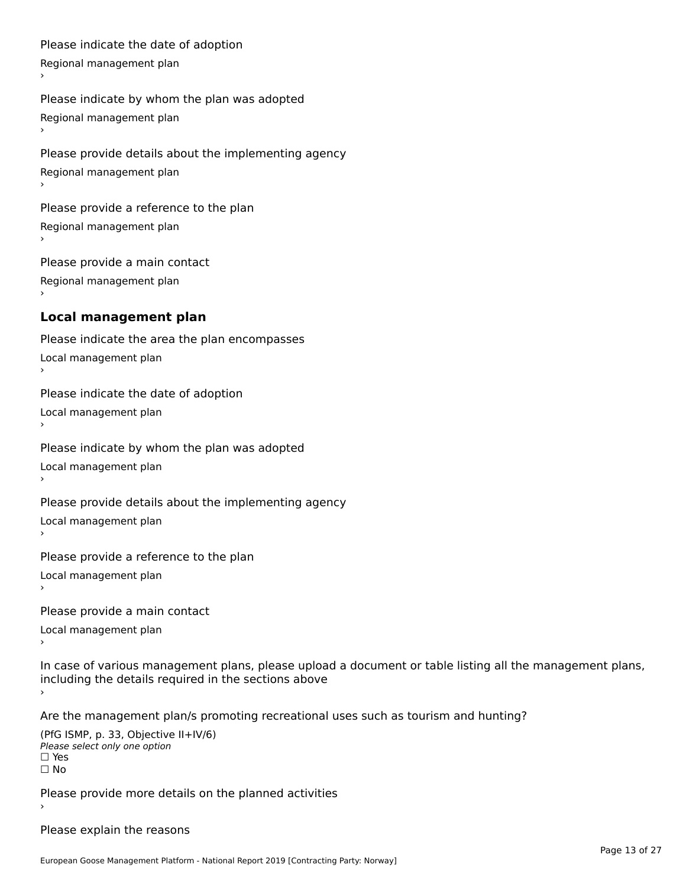Please indicate the date of adoption

Regional management plan

›

Please indicate by whom the plan was adopted

Regional management plan

›

Please provide details about the implementing agency

Regional management plan

›

Please provide a reference to the plan

Regional management plan

›

Please provide a main contact

Regional management plan

›

## Local management plan

Please indicate the area the plan encompasses

Local management plan

›

Please indicate the date of adoption

Local management plan

›

Please indicate by whom the plan was adopted

Local management plan

›

Please provide details about the implementing agency

Local management plan

›

Please provide a reference to the plan

Local management plan

›

Please provide a main contact

Local management plan

›

In case of various management plans, please upload a document or table listing all the management plans, including the details required in the sections above

›

Are the management plan/s promoting recreational uses such as tourism and hunting?

(PfG ISMP, p. 33, Objective II+IV/6)

*Please select only one option*

☐ Yes

☐ No

Please provide more details on the planned activities

›

Please explain the reasons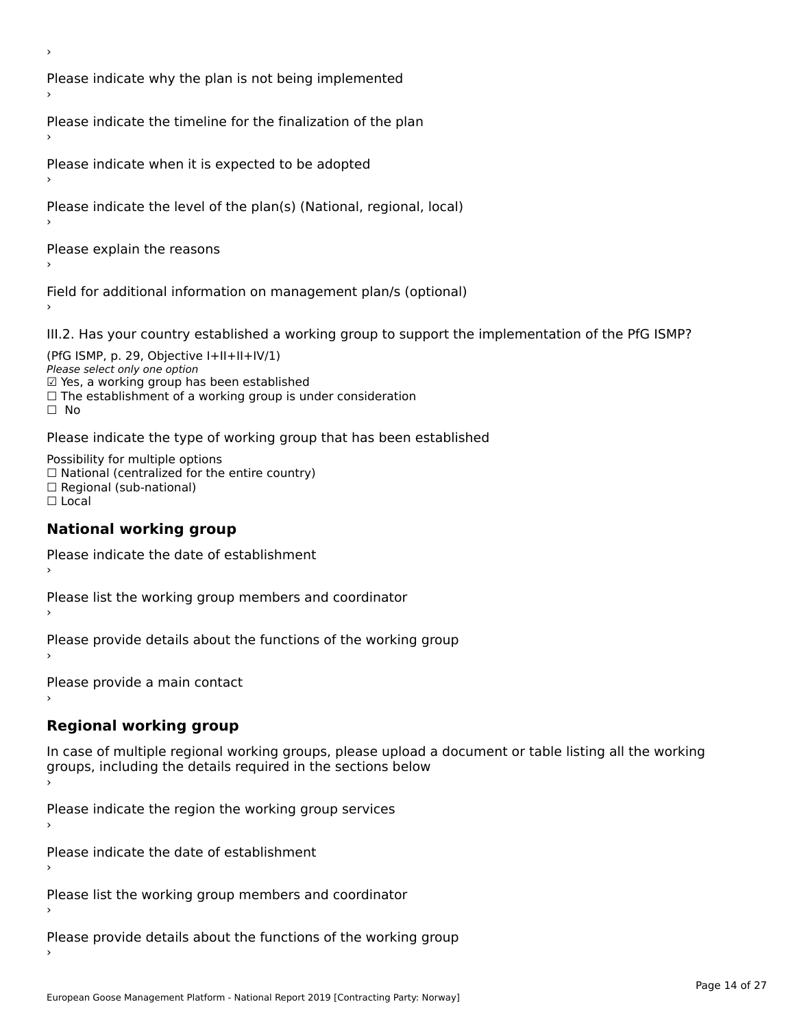›

Please indicate why the plan is not being implemented

›

Please indicate the timeline for the finalization of the plan

›

Please indicate when it is expected to be adopted

›

Please indicate the level of the plan(s) (National, regional, local)

›

Please explain the reasons

›

Field for additional information on management plan/s (optional)

›

III.2. Has your country established a working group to support the implementation of the PfG ISMP?

(PfG ISMP, p. 29, Objective I+II+II+IV/1)

*Please select only one option*

☑ Yes, a working group has been established

☐ The establishment of a working group is under consideration

☐ No

Please indicate the type of working group that has been established

Possibility for multiple options

☐ National (centralized for the entire country)

☐ Regional (sub-national)

☐ Local

## National working group

Please indicate the date of establishment

›

Please list the working group members and coordinator

›

Please provide details about the functions of the working group

›

Please provide a main contact

›

## Regional working group

In case of multiple regional working groups, please upload a document or table listing all the working groups, including the details required in the sections below

›

Please indicate the region the working group services

›

Please indicate the date of establishment

›

Please list the working group members and coordinator

›

Please provide details about the functions of the working group

›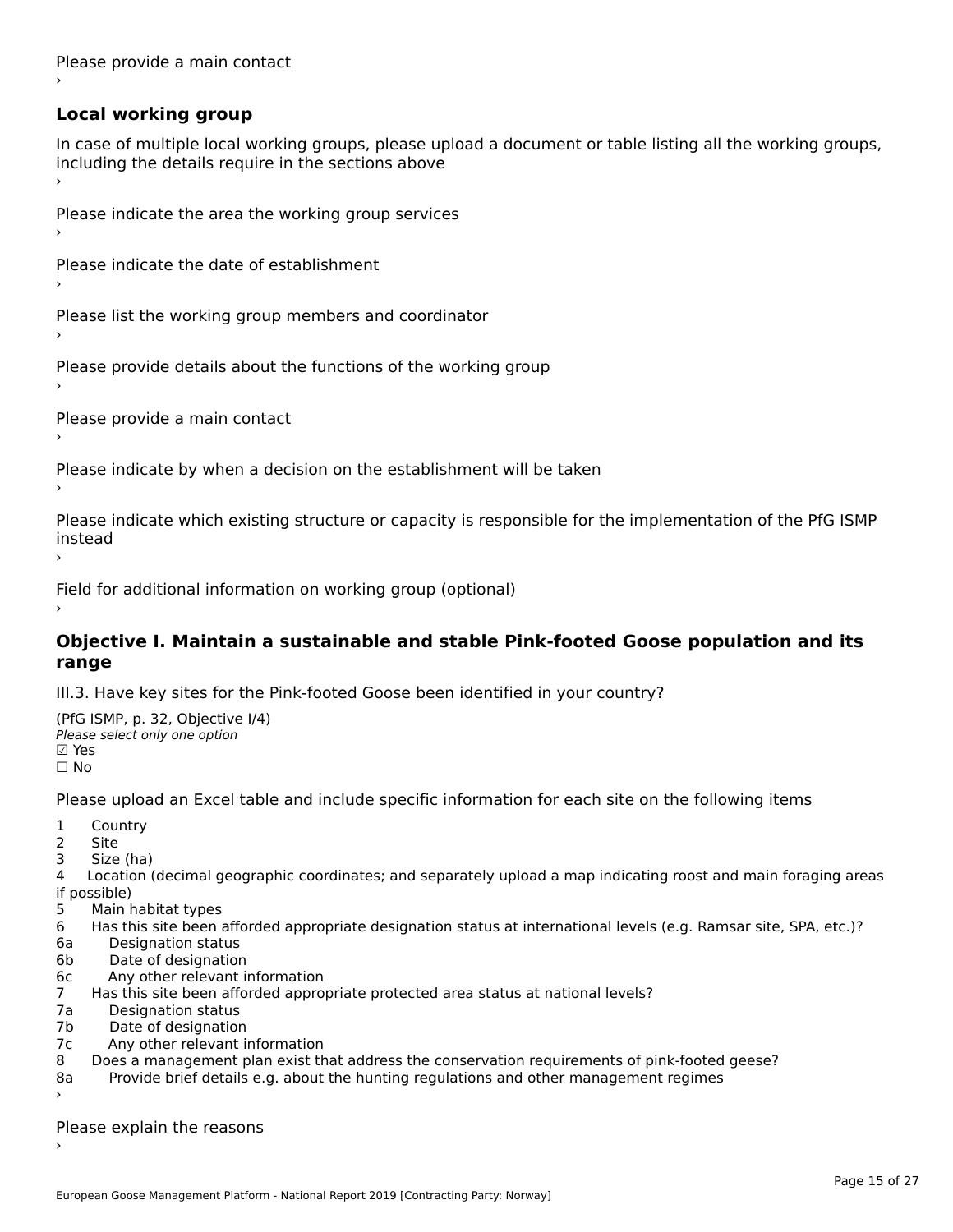Please provide a main contact

›

## Local working group

In case of multiple local working groups, please upload a document or table listing all the working groups, including the details require in the sections above

›

Please indicate the area the working group services

›

Please indicate the date of establishment

›

Please list the working group members and coordinator

›

Please provide details about the functions of the working group

›

Please provide a main contact

›

Please indicate by when a decision on the establishment will be taken

›

Please indicate which existing structure or capacity is responsible for the implementation of the PfG ISMP instead

›

Field for additional information on working group (optional)

›

## Objective I. Maintain a sustainable and stable Pink-footed Goose population and its range

III.3. Have key sites for the Pink-footed Goose been identified in your country?

(PfG ISMP, p. 32, Objective I/4)

*Please select only one option*

☑ Yes

☐ No

Please upload an Excel table and include specific information for each site on the following items

1 Country
2 Site
3 Size (ha)
4 Location (decimal geographic coordinates; and separately upload a map indicating roost and main foraging areas if possible)
5 Main habitat types
6 Has this site been afforded appropriate designation status at international levels (e.g. Ramsar site, SPA, etc.)?
6a Designation status
6b Date of designation
6c Any other relevant information
7 Has this site been afforded appropriate protected area status at national levels?
7a Designation status
7b Date of designation
7c Any other relevant information
8 Does a management plan exist that address the conservation requirements of pink-footed geese?
8a Provide brief details e.g. about the hunting regulations and other management regimes

›

Please explain the reasons

›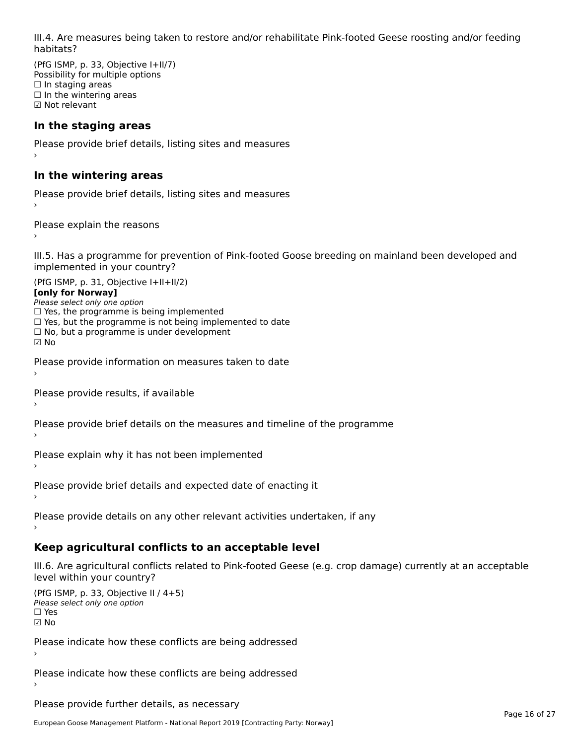III.4. Are measures being taken to restore and/or rehabilitate Pink-footed Geese roosting and/or feeding habitats?

(PfG ISMP, p. 33, Objective I+II/7)
Possibility for multiple options
☐ In staging areas
☐ In the wintering areas
☑ Not relevant

### In the staging areas

Please provide brief details, listing sites and measures
›

### In the wintering areas

Please provide brief details, listing sites and measures
›

Please explain the reasons
›

III.5. Has a programme for prevention of Pink-footed Goose breeding on mainland been developed and implemented in your country?

(PfG ISMP, p. 31, Objective I+II+II/2)
**[only for Norway]**
*Please select only one option*
☐ Yes, the programme is being implemented
☐ Yes, but the programme is not being implemented to date
☐ No, but a programme is under development
☑ No

Please provide information on measures taken to date
›

Please provide results, if available
›

Please provide brief details on the measures and timeline of the programme
›

Please explain why it has not been implemented
›

Please provide brief details and expected date of enacting it
›

Please provide details on any other relevant activities undertaken, if any
›

### Keep agricultural conflicts to an acceptable level

III.6. Are agricultural conflicts related to Pink-footed Geese (e.g. crop damage) currently at an acceptable level within your country?

(PfG ISMP, p. 33, Objective II / 4+5)
*Please select only one option*
☐ Yes
☑ No

Please indicate how these conflicts are being addressed
›

Please indicate how these conflicts are being addressed
›

Please provide further details, as necessary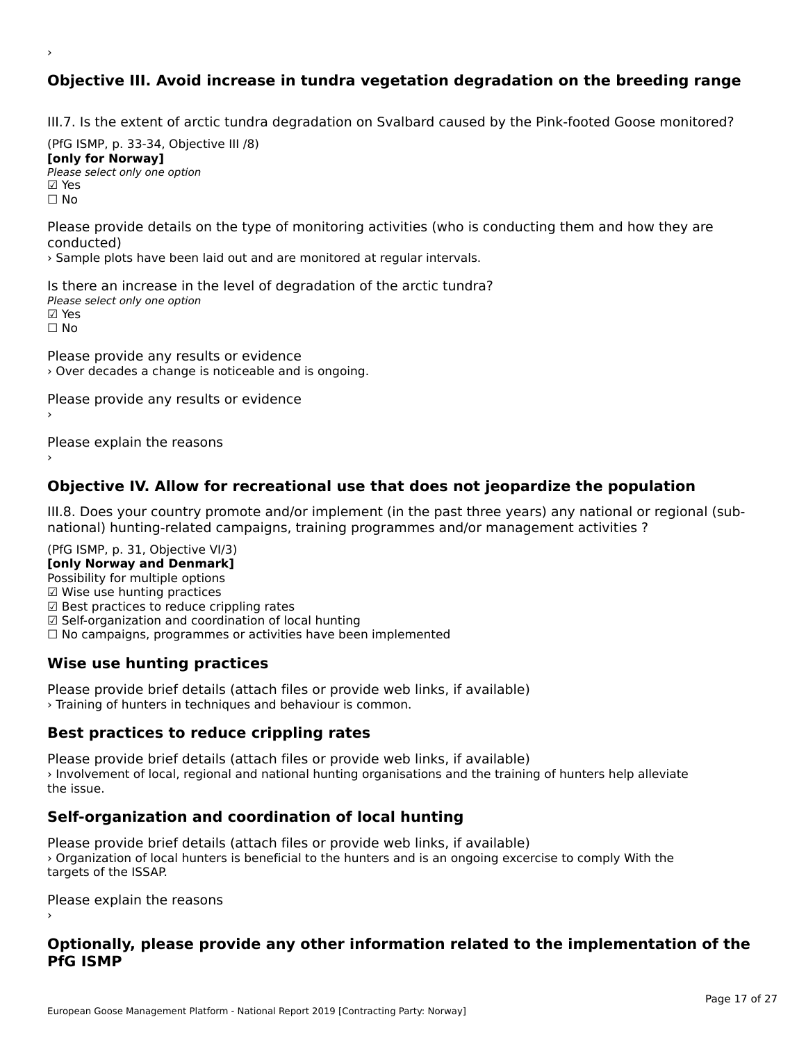›

## Objective III. Avoid increase in tundra vegetation degradation on the breeding range

III.7. Is the extent of arctic tundra degradation on Svalbard caused by the Pink-footed Goose monitored?

(PfG ISMP, p. 33-34, Objective III /8)
**[only for Norway]**
*Please select only one option*
☑ Yes
☐ No

Please provide details on the type of monitoring activities (who is conducting them and how they are conducted)
› Sample plots have been laid out and are monitored at regular intervals.

Is there an increase in the level of degradation of the arctic tundra?
*Please select only one option*
☑ Yes
☐ No

Please provide any results or evidence
› Over decades a change is noticeable and is ongoing.

Please provide any results or evidence
›

Please explain the reasons
›

## Objective IV. Allow for recreational use that does not jeopardize the population

III.8. Does your country promote and/or implement (in the past three years) any national or regional (sub-national) hunting-related campaigns, training programmes and/or management activities ?

(PfG ISMP, p. 31, Objective VI/3)
**[only Norway and Denmark]**
Possibility for multiple options
☑ Wise use hunting practices
☑ Best practices to reduce crippling rates
☑ Self-organization and coordination of local hunting
☐ No campaigns, programmes or activities have been implemented

### Wise use hunting practices

Please provide brief details (attach files or provide web links, if available)
› Training of hunters in techniques and behaviour is common.

### Best practices to reduce crippling rates

Please provide brief details (attach files or provide web links, if available)
› Involvement of local, regional and national hunting organisations and the training of hunters help alleviate the issue.

### Self-organization and coordination of local hunting

Please provide brief details (attach files or provide web links, if available)
› Organization of local hunters is beneficial to the hunters and is an ongoing excercise to comply With the targets of the ISSAP.

Please explain the reasons
›

## Optionally, please provide any other information related to the implementation of the PfG ISMP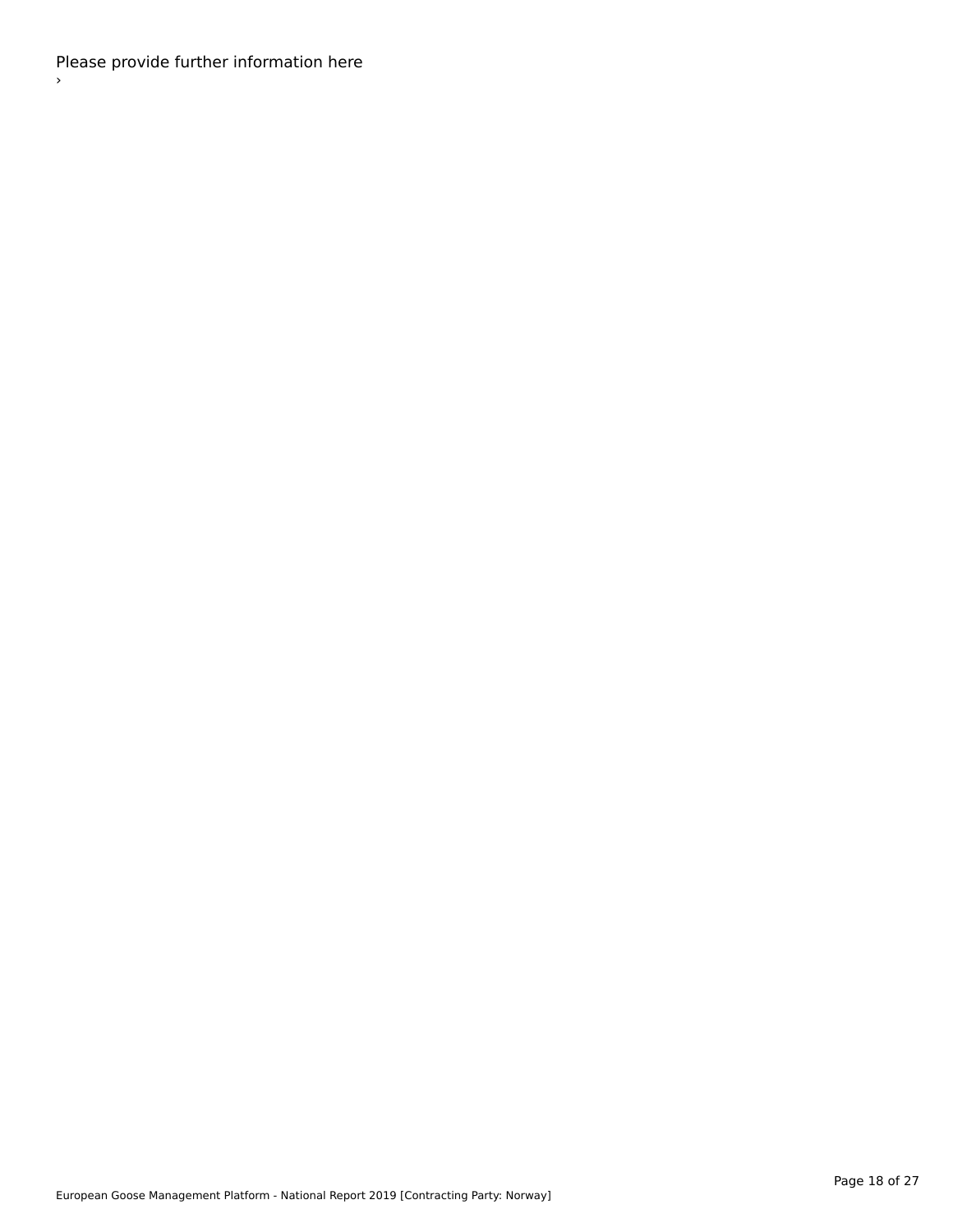Please provide further information here

›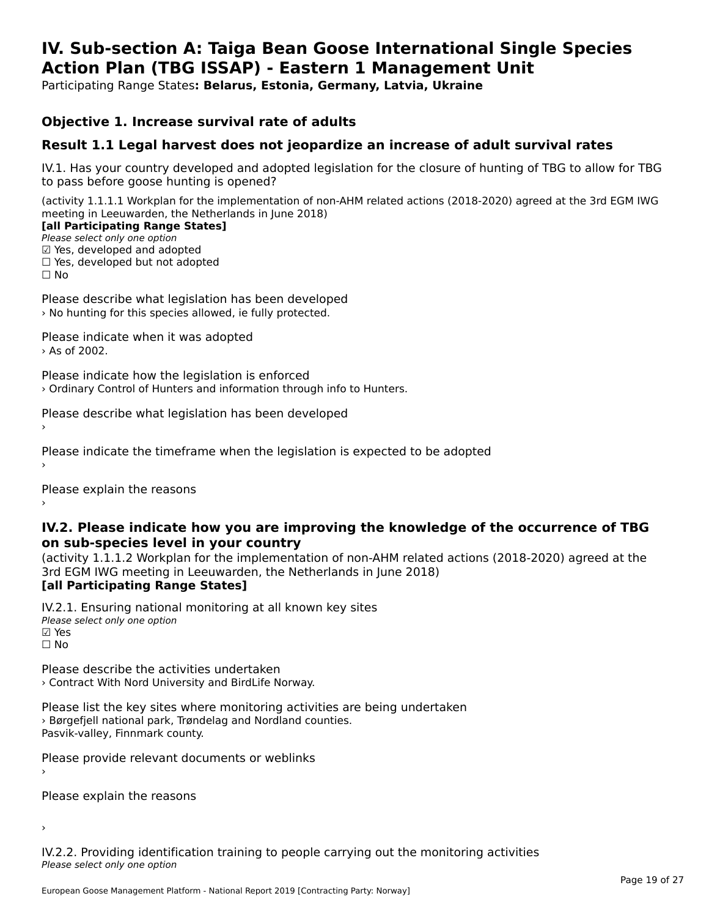# IV. Sub-section A: Taiga Bean Goose International Single Species Action Plan (TBG ISSAP) - Eastern 1 Management Unit

Participating Range States**: Belarus, Estonia, Germany, Latvia, Ukraine**

## Objective 1. Increase survival rate of adults

## Result 1.1 Legal harvest does not jeopardize an increase of adult survival rates

IV.1. Has your country developed and adopted legislation for the closure of hunting of TBG to allow for TBG to pass before goose hunting is opened?

(activity 1.1.1.1 Workplan for the implementation of non-AHM related actions (2018-2020) agreed at the 3rd EGM IWG meeting in Leeuwarden, the Netherlands in June 2018)
**[all Participating Range States]**
*Please select only one option*
☑ Yes, developed and adopted
☐ Yes, developed but not adopted
☐ No

Please describe what legislation has been developed
› No hunting for this species allowed, ie fully protected.

Please indicate when it was adopted
› As of 2002.

Please indicate how the legislation is enforced
› Ordinary Control of Hunters and information through info to Hunters.

Please describe what legislation has been developed
›

Please indicate the timeframe when the legislation is expected to be adopted
›

Please explain the reasons
›

### IV.2. Please indicate how you are improving the knowledge of the occurrence of TBG on sub-species level in your country

(activity 1.1.1.2 Workplan for the implementation of non-AHM related actions (2018-2020) agreed at the 3rd EGM IWG meeting in Leeuwarden, the Netherlands in June 2018)
**[all Participating Range States]**

IV.2.1. Ensuring national monitoring at all known key sites
*Please select only one option*
☑ Yes
☐ No

Please describe the activities undertaken
› Contract With Nord University and BirdLife Norway.

Please list the key sites where monitoring activities are being undertaken
› Børgefjell national park, Trøndelag and Nordland counties.
Pasvik-valley, Finnmark county.

Please provide relevant documents or weblinks
›

Please explain the reasons

›

IV.2.2. Providing identification training to people carrying out the monitoring activities
*Please select only one option*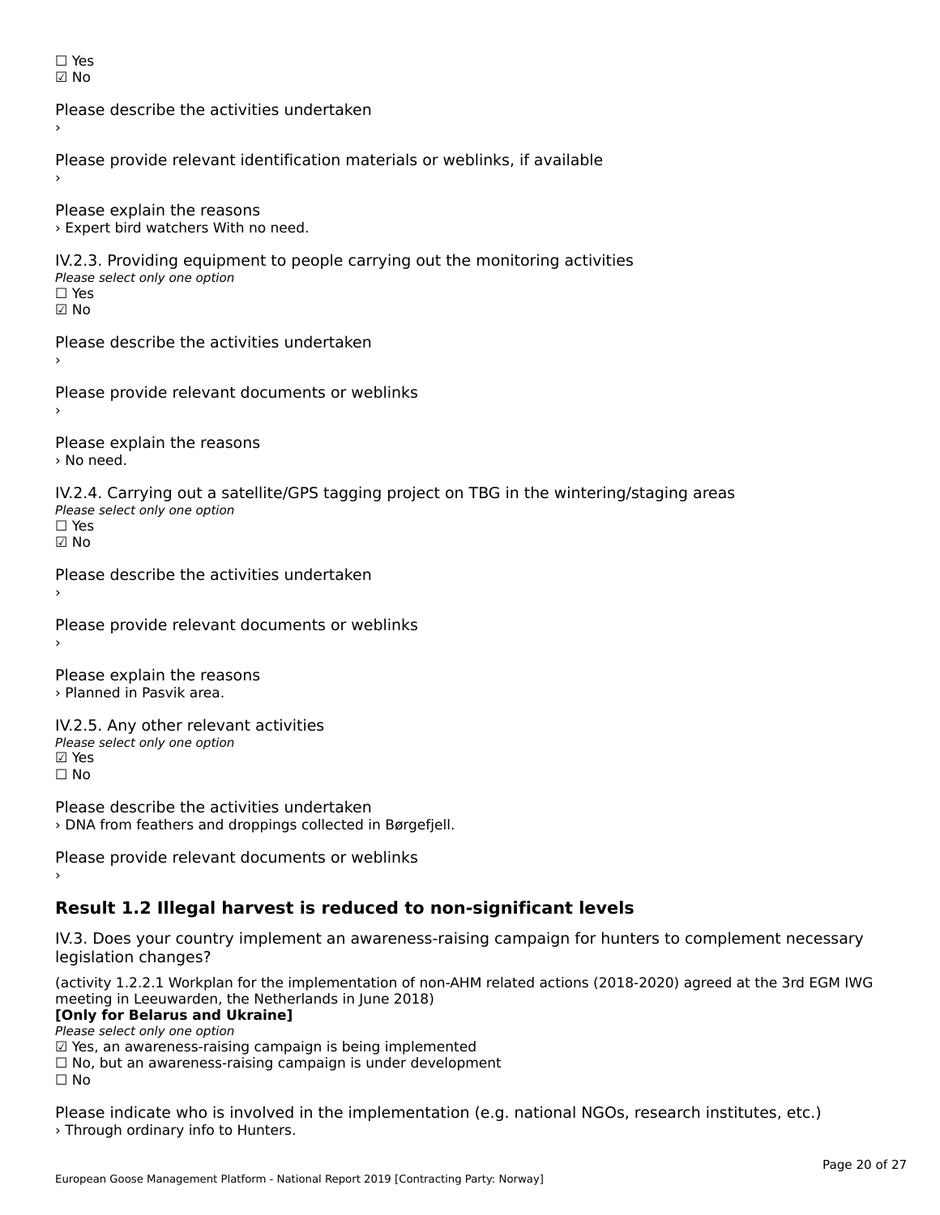☐ Yes
☑ No

Please describe the activities undertaken
›

Please provide relevant identification materials or weblinks, if available
›

Please explain the reasons
› Expert bird watchers With no need.

IV.2.3. Providing equipment to people carrying out the monitoring activities
*Please select only one option*
☐ Yes
☑ No

Please describe the activities undertaken
›

Please provide relevant documents or weblinks
›

Please explain the reasons
› No need.

IV.2.4. Carrying out a satellite/GPS tagging project on TBG in the wintering/staging areas
*Please select only one option*
☐ Yes
☑ No

Please describe the activities undertaken
›

Please provide relevant documents or weblinks
›

Please explain the reasons
› Planned in Pasvik area.

IV.2.5. Any other relevant activities
*Please select only one option*
☑ Yes
☐ No

Please describe the activities undertaken
› DNA from feathers and droppings collected in Børgefjell.

Please provide relevant documents or weblinks
›

## Result 1.2 Illegal harvest is reduced to non-significant levels

IV.3. Does your country implement an awareness-raising campaign for hunters to complement necessary legislation changes?

(activity 1.2.2.1 Workplan for the implementation of non-AHM related actions (2018-2020) agreed at the 3rd EGM IWG meeting in Leeuwarden, the Netherlands in June 2018)
**[Only for Belarus and Ukraine]**
*Please select only one option*
☑ Yes, an awareness-raising campaign is being implemented
☐ No, but an awareness-raising campaign is under development
☐ No

Please indicate who is involved in the implementation (e.g. national NGOs, research institutes, etc.)
› Through ordinary info to Hunters.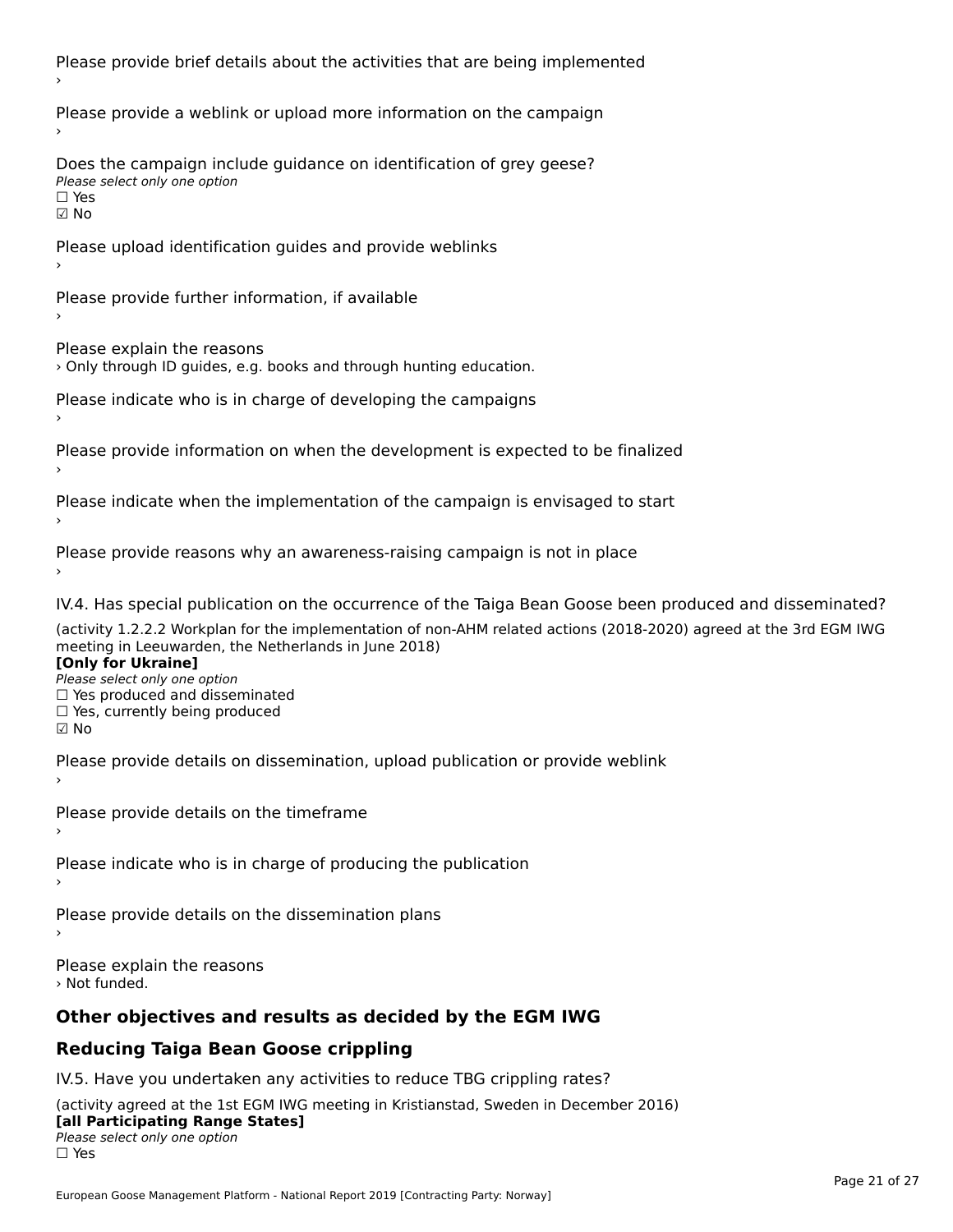Please provide brief details about the activities that are being implemented

›

Please provide a weblink or upload more information on the campaign

›

Does the campaign include guidance on identification of grey geese?

*Please select only one option*

☐ Yes

☑ No

Please upload identification guides and provide weblinks

›

Please provide further information, if available

›

Please explain the reasons

› Only through ID guides, e.g. books and through hunting education.

Please indicate who is in charge of developing the campaigns

›

Please provide information on when the development is expected to be finalized

›

Please indicate when the implementation of the campaign is envisaged to start

›

Please provide reasons why an awareness-raising campaign is not in place

›

IV.4. Has special publication on the occurrence of the Taiga Bean Goose been produced and disseminated?

(activity 1.2.2.2 Workplan for the implementation of non-AHM related actions (2018-2020) agreed at the 3rd EGM IWG meeting in Leeuwarden, the Netherlands in June 2018)

**[Only for Ukraine]**

*Please select only one option*

☐ Yes produced and disseminated

☐ Yes, currently being produced

☑ No

Please provide details on dissemination, upload publication or provide weblink

›

Please provide details on the timeframe

›

Please indicate who is in charge of producing the publication

›

Please provide details on the dissemination plans

›

Please explain the reasons

› Not funded.

## Other objectives and results as decided by the EGM IWG

## Reducing Taiga Bean Goose crippling

IV.5. Have you undertaken any activities to reduce TBG crippling rates?

(activity agreed at the 1st EGM IWG meeting in Kristianstad, Sweden in December 2016)

**[all Participating Range States]**

*Please select only one option*

☐ Yes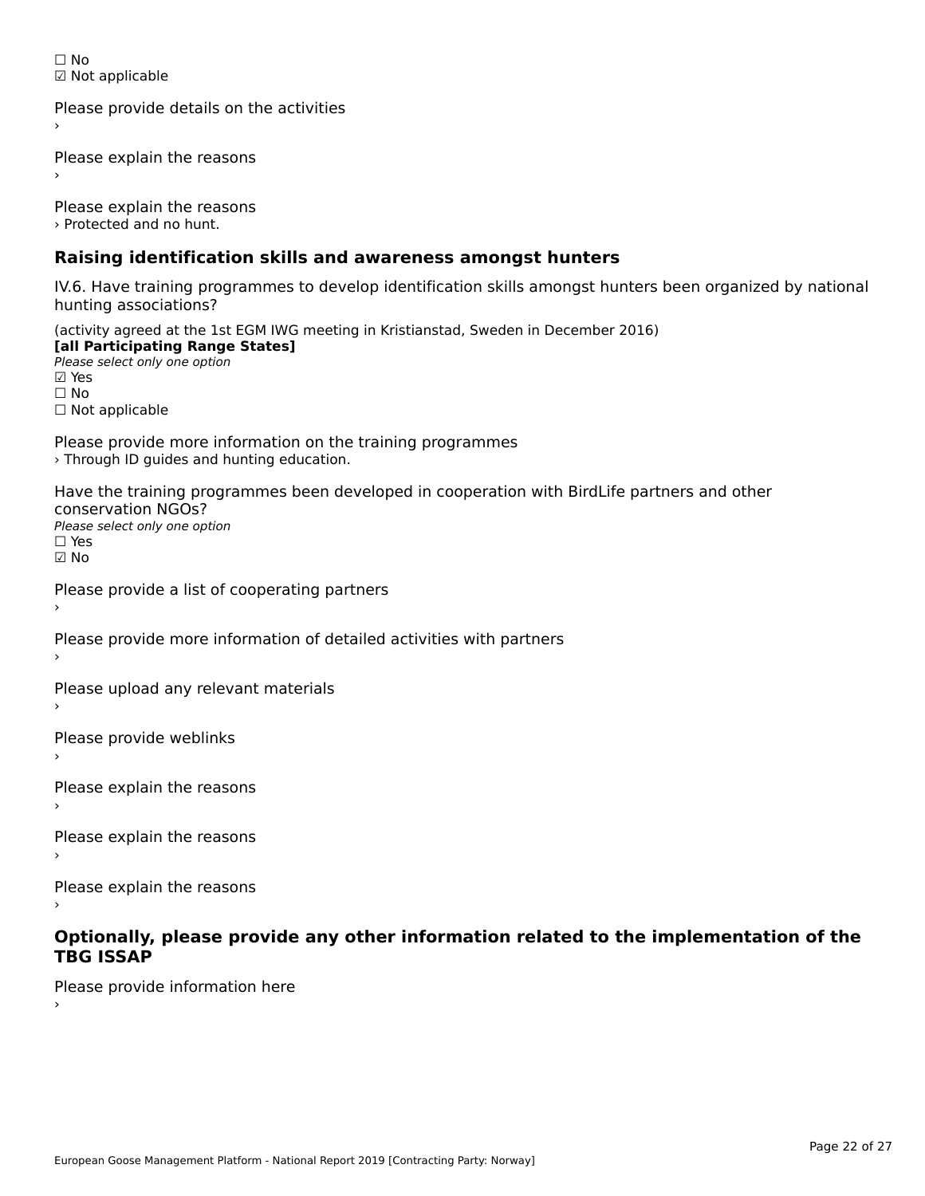☐ No
☑ Not applicable

Please provide details on the activities
›

Please explain the reasons
›

Please explain the reasons
› Protected and no hunt.

## Raising identification skills and awareness amongst hunters

IV.6. Have training programmes to develop identification skills amongst hunters been organized by national hunting associations?

(activity agreed at the 1st EGM IWG meeting in Kristianstad, Sweden in December 2016)
**[all Participating Range States]**
*Please select only one option*
☑ Yes
☐ No
☐ Not applicable

Please provide more information on the training programmes
› Through ID guides and hunting education.

Have the training programmes been developed in cooperation with BirdLife partners and other conservation NGOs?
*Please select only one option*
☐ Yes
☑ No

Please provide a list of cooperating partners
›

Please provide more information of detailed activities with partners
›

Please upload any relevant materials
›

Please provide weblinks
›

Please explain the reasons
›

Please explain the reasons
›

Please explain the reasons
›

## Optionally, please provide any other information related to the implementation of the TBG ISSAP

Please provide information here
›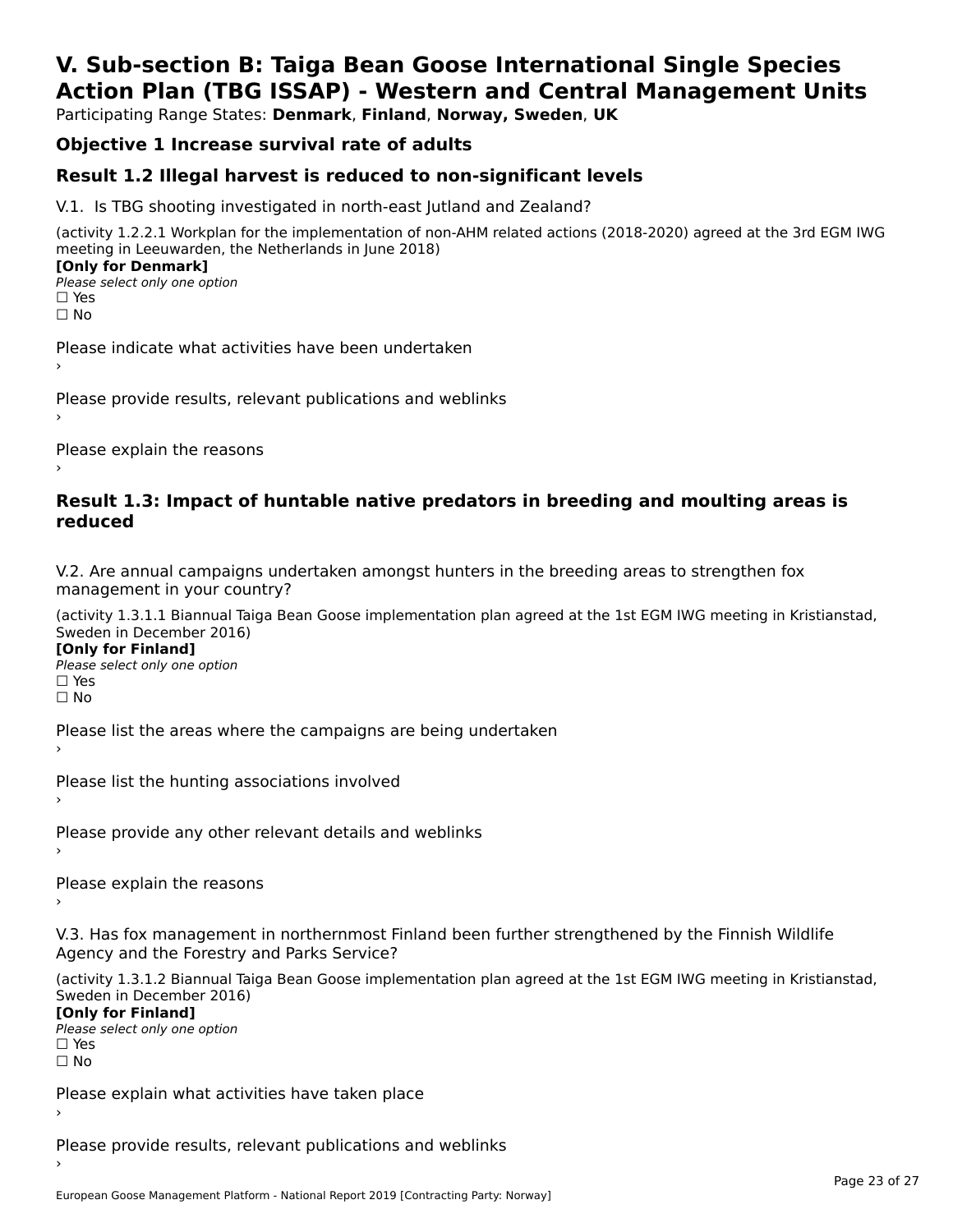# V. Sub-section B: Taiga Bean Goose International Single Species Action Plan (TBG ISSAP) - Western and Central Management Units

Participating Range States: **Denmark**, **Finland**, **Norway, Sweden**, **UK**

## Objective 1 Increase survival rate of adults

## Result 1.2 Illegal harvest is reduced to non-significant levels

V.1. Is TBG shooting investigated in north-east Jutland and Zealand?

(activity 1.2.2.1 Workplan for the implementation of non-AHM related actions (2018-2020) agreed at the 3rd EGM IWG meeting in Leeuwarden, the Netherlands in June 2018)

**[Only for Denmark]**

*Please select only one option*

☐ Yes

☐ No

Please indicate what activities have been undertaken

›

Please provide results, relevant publications and weblinks

›

Please explain the reasons

›

## Result 1.3: Impact of huntable native predators in breeding and moulting areas is reduced

V.2. Are annual campaigns undertaken amongst hunters in the breeding areas to strengthen fox management in your country?

(activity 1.3.1.1 Biannual Taiga Bean Goose implementation plan agreed at the 1st EGM IWG meeting in Kristianstad, Sweden in December 2016)

**[Only for Finland]**

*Please select only one option*

☐ Yes

☐ No

Please list the areas where the campaigns are being undertaken

›

Please list the hunting associations involved

›

Please provide any other relevant details and weblinks

›

Please explain the reasons

›

V.3. Has fox management in northernmost Finland been further strengthened by the Finnish Wildlife Agency and the Forestry and Parks Service?

(activity 1.3.1.2 Biannual Taiga Bean Goose implementation plan agreed at the 1st EGM IWG meeting in Kristianstad, Sweden in December 2016)

**[Only for Finland]**

*Please select only one option*

☐ Yes

☐ No

Please explain what activities have taken place

›

Please provide results, relevant publications and weblinks

›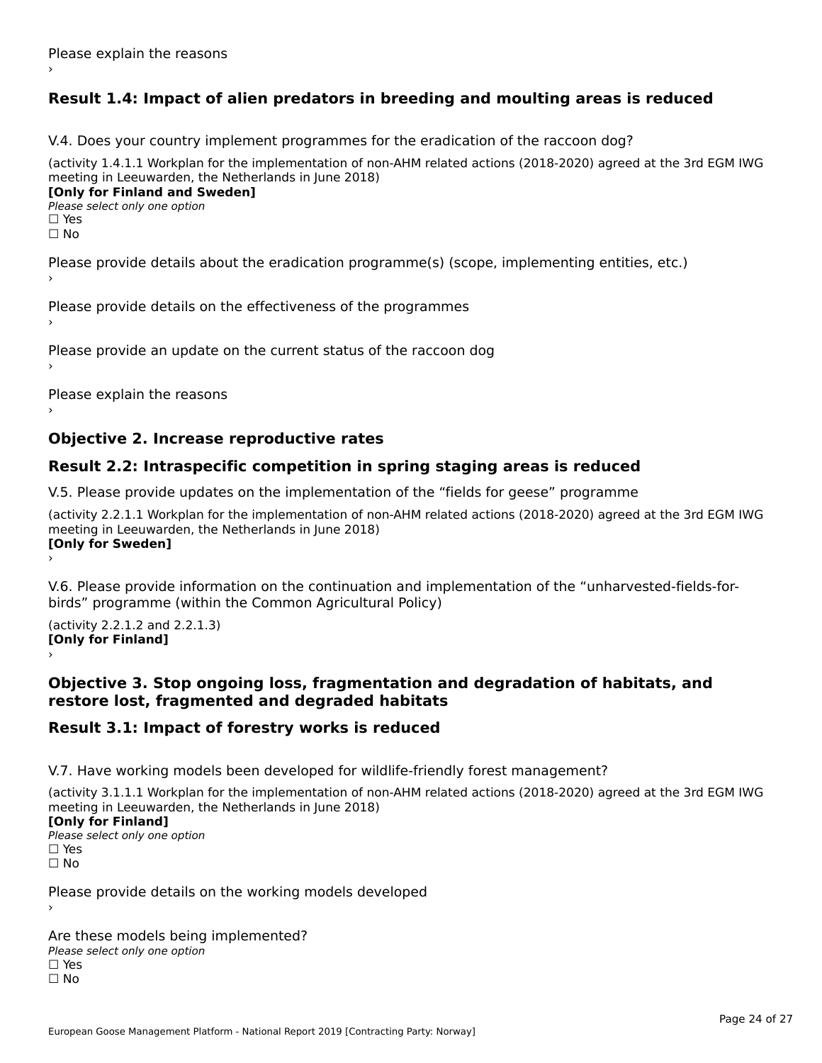Please explain the reasons

›

## Result 1.4: Impact of alien predators in breeding and moulting areas is reduced

V.4. Does your country implement programmes for the eradication of the raccoon dog?

(activity 1.4.1.1 Workplan for the implementation of non-AHM related actions (2018-2020) agreed at the 3rd EGM IWG meeting in Leeuwarden, the Netherlands in June 2018)

**[Only for Finland and Sweden]**

*Please select only one option*

☐ Yes

☐ No

Please provide details about the eradication programme(s) (scope, implementing entities, etc.)

›

Please provide details on the effectiveness of the programmes

›

Please provide an update on the current status of the raccoon dog

›

Please explain the reasons

›

## Objective 2. Increase reproductive rates

## Result 2.2: Intraspecific competition in spring staging areas is reduced

V.5. Please provide updates on the implementation of the “fields for geese” programme

(activity 2.2.1.1 Workplan for the implementation of non-AHM related actions (2018-2020) agreed at the 3rd EGM IWG meeting in Leeuwarden, the Netherlands in June 2018)

**[Only for Sweden]**

›

V.6. Please provide information on the continuation and implementation of the “unharvested-fields-for-birds” programme (within the Common Agricultural Policy)

(activity 2.2.1.2 and 2.2.1.3)

**[Only for Finland]**

›

## Objective 3. Stop ongoing loss, fragmentation and degradation of habitats, and restore lost, fragmented and degraded habitats

## Result 3.1: Impact of forestry works is reduced

V.7. Have working models been developed for wildlife-friendly forest management?

(activity 3.1.1.1 Workplan for the implementation of non-AHM related actions (2018-2020) agreed at the 3rd EGM IWG meeting in Leeuwarden, the Netherlands in June 2018)

**[Only for Finland]**

*Please select only one option*

☐ Yes

☐ No

Please provide details on the working models developed

›

Are these models being implemented?

*Please select only one option*

☐ Yes

☐ No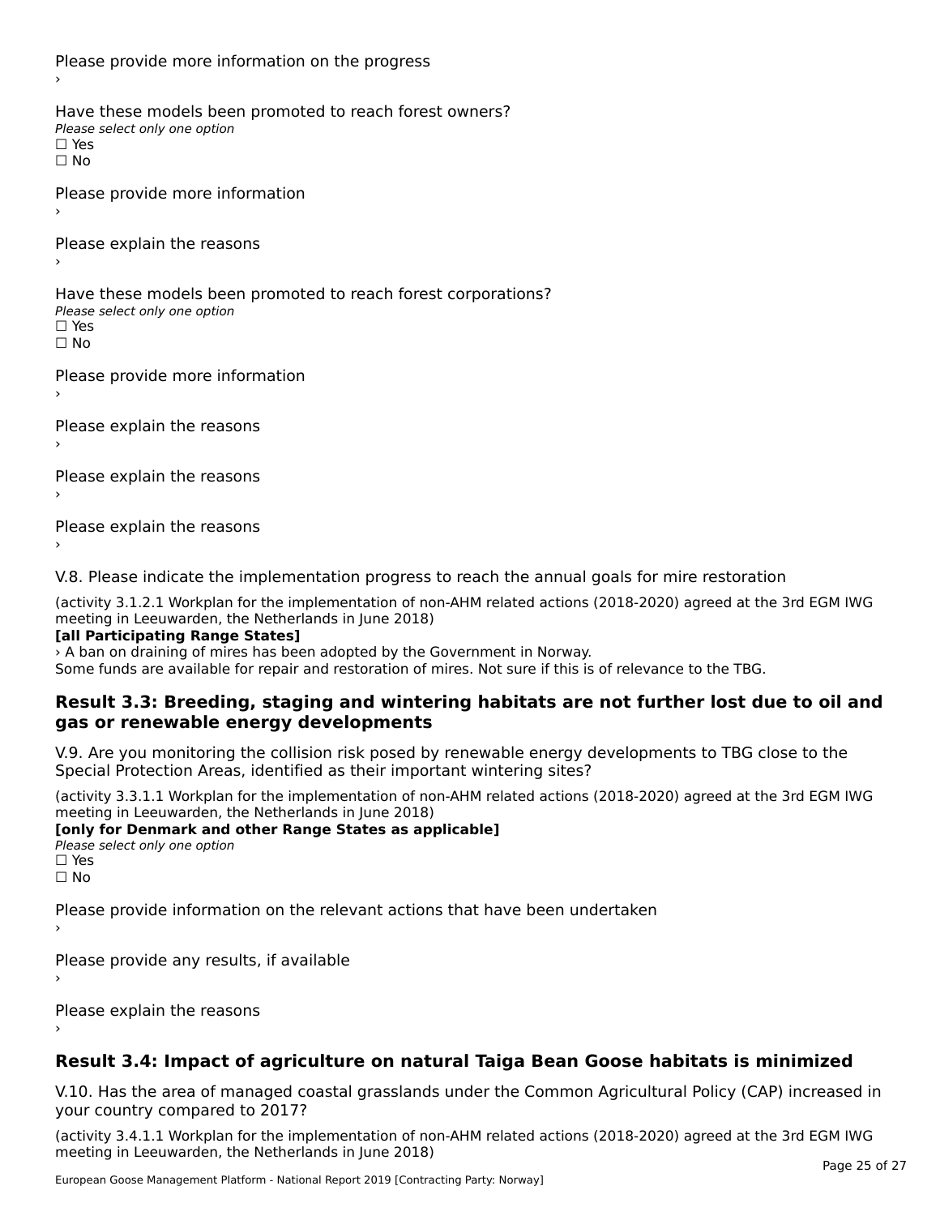Please provide more information on the progress

›

Have these models been promoted to reach forest owners?

*Please select only one option*

☐ Yes

☐ No

Please provide more information

›

Please explain the reasons

›

Have these models been promoted to reach forest corporations?

*Please select only one option*

☐ Yes

☐ No

Please provide more information

›

Please explain the reasons

›

Please explain the reasons

›

Please explain the reasons

›

V.8. Please indicate the implementation progress to reach the annual goals for mire restoration

(activity 3.1.2.1 Workplan for the implementation of non-AHM related actions (2018-2020) agreed at the 3rd EGM IWG meeting in Leeuwarden, the Netherlands in June 2018)

**[all Participating Range States]**

› A ban on draining of mires has been adopted by the Government in Norway.
Some funds are available for repair and restoration of mires. Not sure if this is of relevance to the TBG.

## Result 3.3: Breeding, staging and wintering habitats are not further lost due to oil and gas or renewable energy developments

V.9. Are you monitoring the collision risk posed by renewable energy developments to TBG close to the Special Protection Areas, identified as their important wintering sites?

(activity 3.3.1.1 Workplan for the implementation of non-AHM related actions (2018-2020) agreed at the 3rd EGM IWG meeting in Leeuwarden, the Netherlands in June 2018)

**[only for Denmark and other Range States as applicable]**

*Please select only one option*

☐ Yes

☐ No

Please provide information on the relevant actions that have been undertaken

›

Please provide any results, if available

›

Please explain the reasons

›

## Result 3.4: Impact of agriculture on natural Taiga Bean Goose habitats is minimized

V.10. Has the area of managed coastal grasslands under the Common Agricultural Policy (CAP) increased in your country compared to 2017?

(activity 3.4.1.1 Workplan for the implementation of non-AHM related actions (2018-2020) agreed at the 3rd EGM IWG meeting in Leeuwarden, the Netherlands in June 2018)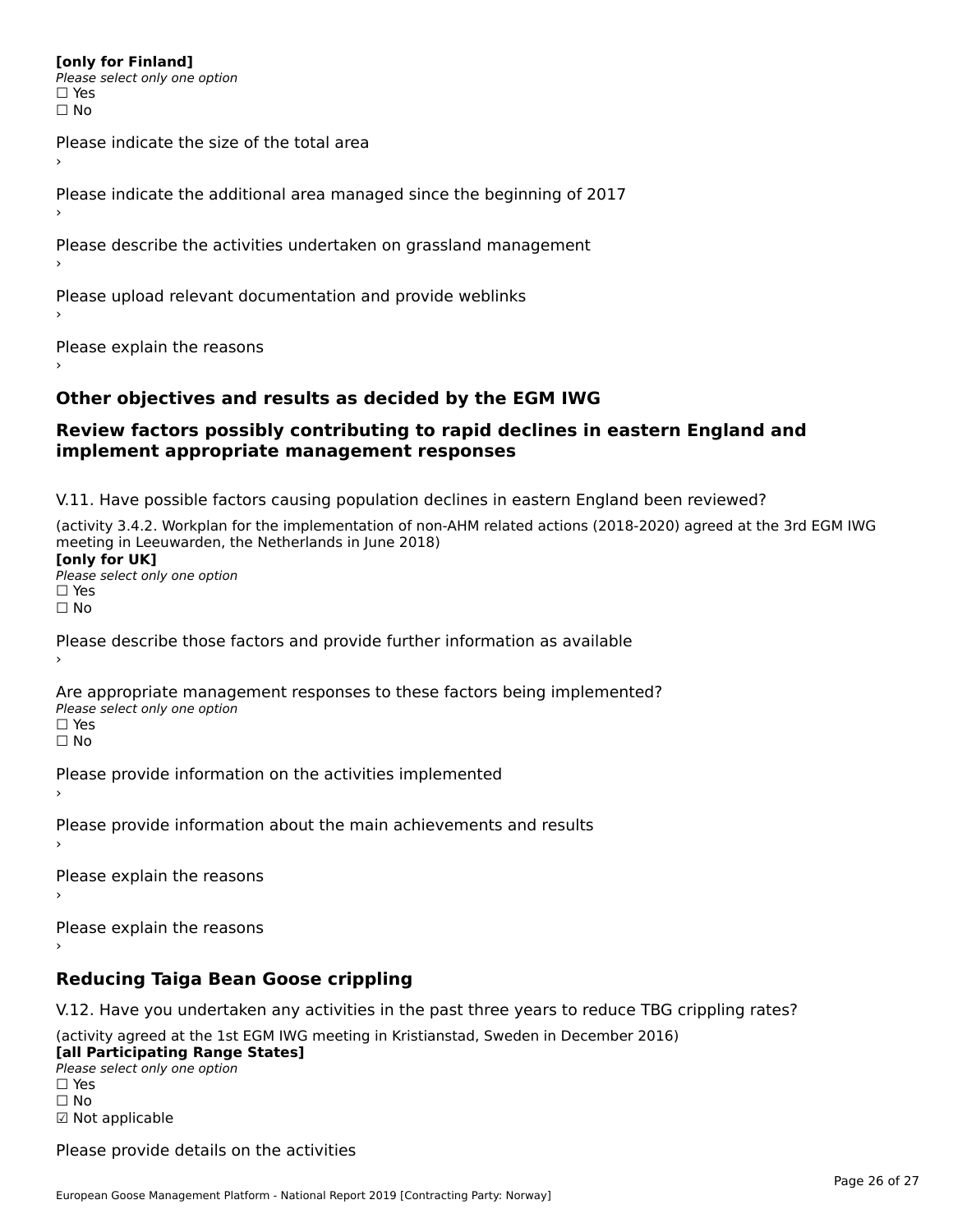**[only for Finland]**

*Please select only one option*

☐ Yes

☐ No

Please indicate the size of the total area

›

Please indicate the additional area managed since the beginning of 2017

›

Please describe the activities undertaken on grassland management

›

Please upload relevant documentation and provide weblinks

›

Please explain the reasons

›

## Other objectives and results as decided by the EGM IWG

## Review factors possibly contributing to rapid declines in eastern England and implement appropriate management responses

V.11. Have possible factors causing population declines in eastern England been reviewed?

(activity 3.4.2. Workplan for the implementation of non-AHM related actions (2018-2020) agreed at the 3rd EGM IWG meeting in Leeuwarden, the Netherlands in June 2018)

**[only for UK]**

*Please select only one option*

☐ Yes

☐ No

Please describe those factors and provide further information as available

›

Are appropriate management responses to these factors being implemented?

*Please select only one option*

☐ Yes

☐ No

Please provide information on the activities implemented

›

Please provide information about the main achievements and results

›

Please explain the reasons

›

Please explain the reasons

›

## Reducing Taiga Bean Goose crippling

V.12. Have you undertaken any activities in the past three years to reduce TBG crippling rates?

(activity agreed at the 1st EGM IWG meeting in Kristianstad, Sweden in December 2016)

**[all Participating Range States]**

*Please select only one option*

☐ Yes

☐ No

☑ Not applicable

Please provide details on the activities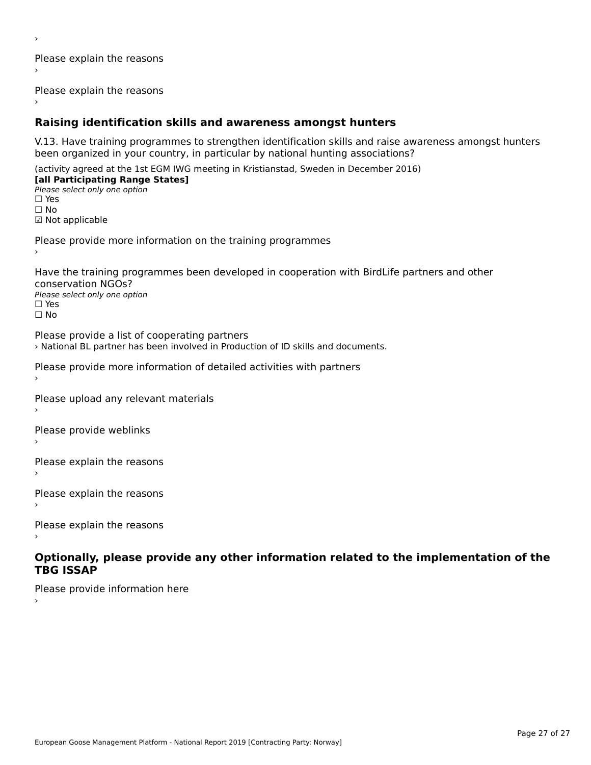›

Please explain the reasons

›

Please explain the reasons

›

## Raising identification skills and awareness amongst hunters

V.13. Have training programmes to strengthen identification skills and raise awareness amongst hunters been organized in your country, in particular by national hunting associations?

(activity agreed at the 1st EGM IWG meeting in Kristianstad, Sweden in December 2016)

**[all Participating Range States]**

*Please select only one option*

☐ Yes

☐ No

☑ Not applicable

Please provide more information on the training programmes

›

Have the training programmes been developed in cooperation with BirdLife partners and other conservation NGOs?

*Please select only one option*

☐ Yes

☐ No

Please provide a list of cooperating partners

› National BL partner has been involved in Production of ID skills and documents.

Please provide more information of detailed activities with partners

›

Please upload any relevant materials

›

Please provide weblinks

›

Please explain the reasons

›

Please explain the reasons

›

Please explain the reasons

›

## Optionally, please provide any other information related to the implementation of the TBG ISSAP

Please provide information here

›